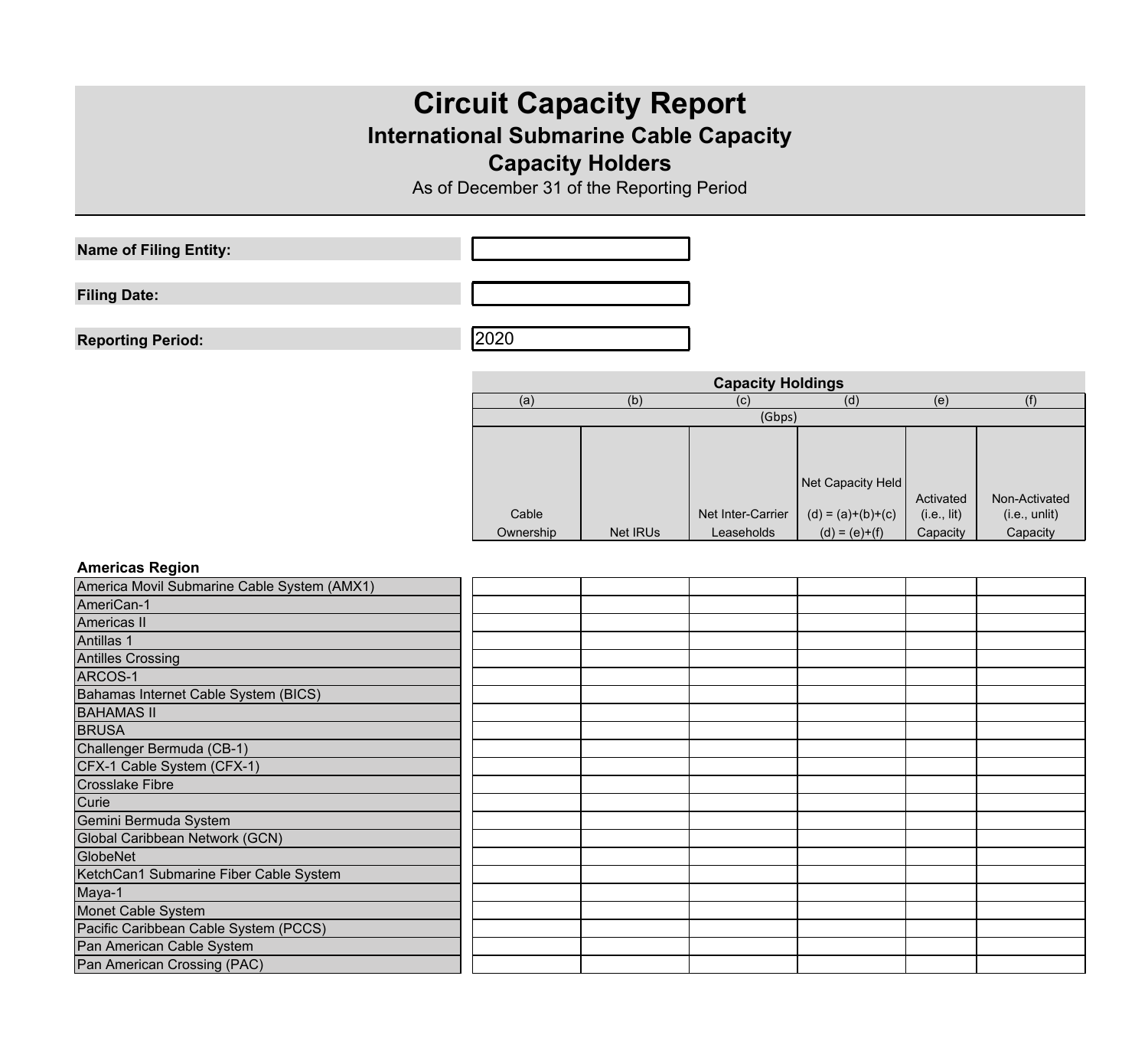# Circuit Capacity Report

## International Submarine Cable Capacity

## Capacity Holders

As of December 31 of the Reporting Period

| | |
|---|---|
| **Name of Filing Entity:** | |
| **Filing Date:** | |
| **Reporting Period:** | 2020 |

| | Capacity Holdings | | | | | |
|---|---|---|---|---|---|---|
| | (a) | (b) | (c) | (d) | (e) | (f) |
| | (Gbps) | | | | | |
| | Cable Ownership | Net IRUs | Net Inter-Carrier Leaseholds | Net Capacity Held (d) = (a)+(b)+(c) (d) = (e)+(f) | Activated (i.e., lit) Capacity | Non-Activated (i.e., unlit) Capacity |
| **Americas Region** | | | | | | |
| America Movil Submarine Cable System (AMX1) | | | | | | |
| AmeriCan-1 | | | | | | |
| Americas II | | | | | | |
| Antillas 1 | | | | | | |
| Antilles Crossing | | | | | | |
| ARCOS-1 | | | | | | |
| Bahamas Internet Cable System (BICS) | | | | | | |
| BAHAMAS II | | | | | | |
| BRUSA | | | | | | |
| Challenger Bermuda (CB-1) | | | | | | |
| CFX-1 Cable System (CFX-1) | | | | | | |
| Crosslake Fibre | | | | | | |
| Curie | | | | | | |
| Gemini Bermuda System | | | | | | |
| Global Caribbean Network (GCN) | | | | | | |
| GlobeNet | | | | | | |
| KetchCan1 Submarine Fiber Cable System | | | | | | |
| Maya-1 | | | | | | |
| Monet Cable System | | | | | | |
| Pacific Caribbean Cable System (PCCS) | | | | | | |
| Pan American Cable System | | | | | | |
| Pan American Crossing (PAC) | | | | | | |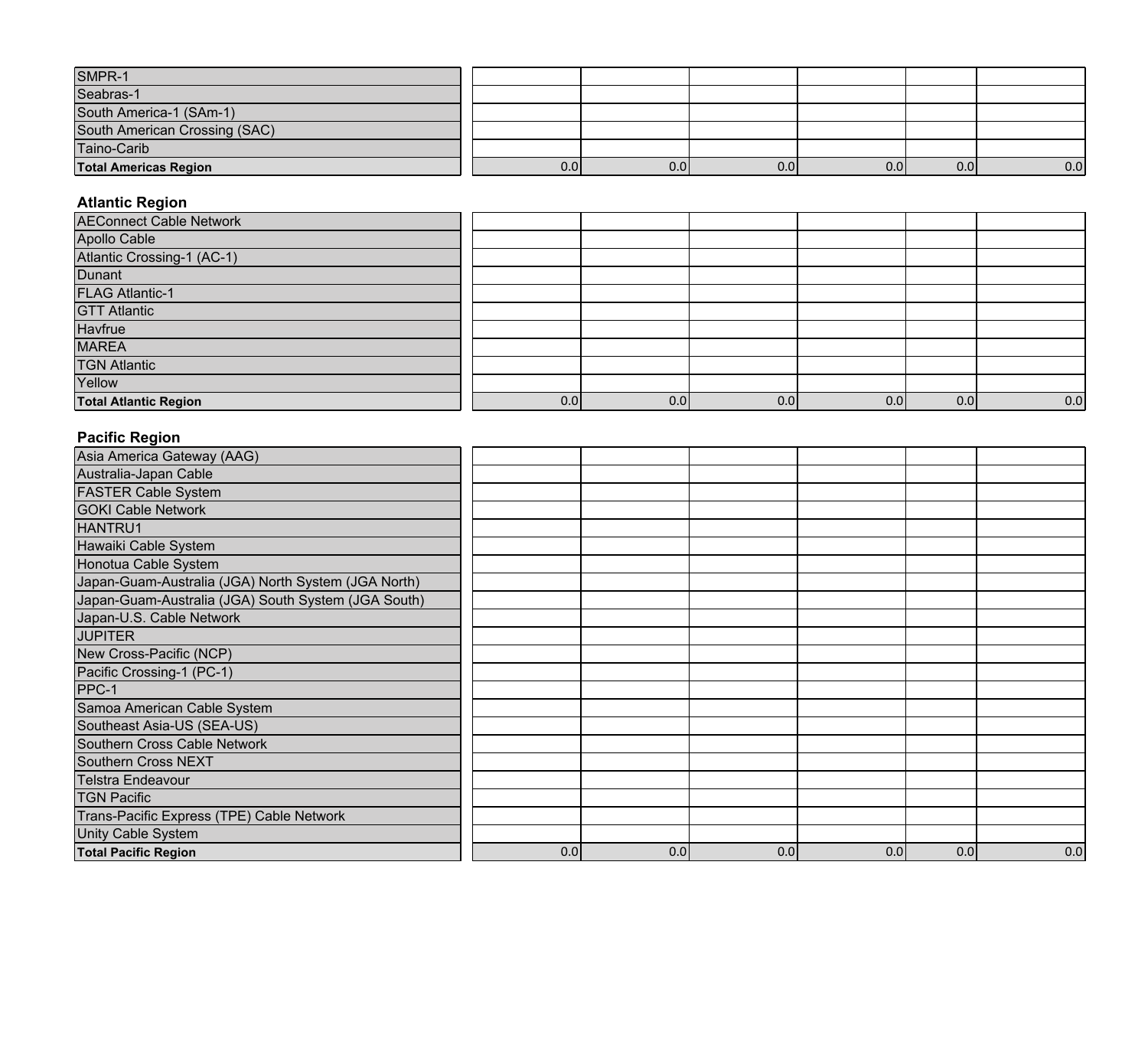| | | | | | | |
|---|---|---|---|---|---|---|
| SMPR-1 | | | | | | |
| Seabras-1 | | | | | | |
| South America-1 (SAm-1) | | | | | | |
| South American Crossing (SAC) | | | | | | |
| Taino-Carib | | | | | | |
| **Total Americas Region** | 0.0 | 0.0 | 0.0 | 0.0 | 0.0 | 0.0 |

### Atlantic Region

| | | | | | | |
|---|---|---|---|---|---|---|
| AEConnect Cable Network | | | | | | |
| Apollo Cable | | | | | | |
| Atlantic Crossing-1 (AC-1) | | | | | | |
| Dunant | | | | | | |
| FLAG Atlantic-1 | | | | | | |
| GTT Atlantic | | | | | | |
| Havfrue | | | | | | |
| MAREA | | | | | | |
| TGN Atlantic | | | | | | |
| Yellow | | | | | | |
| **Total Atlantic Region** | 0.0 | 0.0 | 0.0 | 0.0 | 0.0 | 0.0 |

### Pacific Region

| | | | | | | |
|---|---|---|---|---|---|---|
| Asia America Gateway (AAG) | | | | | | |
| Australia-Japan Cable | | | | | | |
| FASTER Cable System | | | | | | |
| GOKI Cable Network | | | | | | |
| HANTRU1 | | | | | | |
| Hawaiki Cable System | | | | | | |
| Honotua Cable System | | | | | | |
| Japan-Guam-Australia (JGA) North System (JGA North) | | | | | | |
| Japan-Guam-Australia (JGA) South System (JGA South) | | | | | | |
| Japan-U.S. Cable Network | | | | | | |
| JUPITER | | | | | | |
| New Cross-Pacific (NCP) | | | | | | |
| Pacific Crossing-1 (PC-1) | | | | | | |
| PPC-1 | | | | | | |
| Samoa American Cable System | | | | | | |
| Southeast Asia-US (SEA-US) | | | | | | |
| Southern Cross Cable Network | | | | | | |
| Southern Cross NEXT | | | | | | |
| Telstra Endeavour | | | | | | |
| TGN Pacific | | | | | | |
| Trans-Pacific Express (TPE) Cable Network | | | | | | |
| Unity Cable System | | | | | | |
| **Total Pacific Region** | 0.0 | 0.0 | 0.0 | 0.0 | 0.0 | 0.0 |